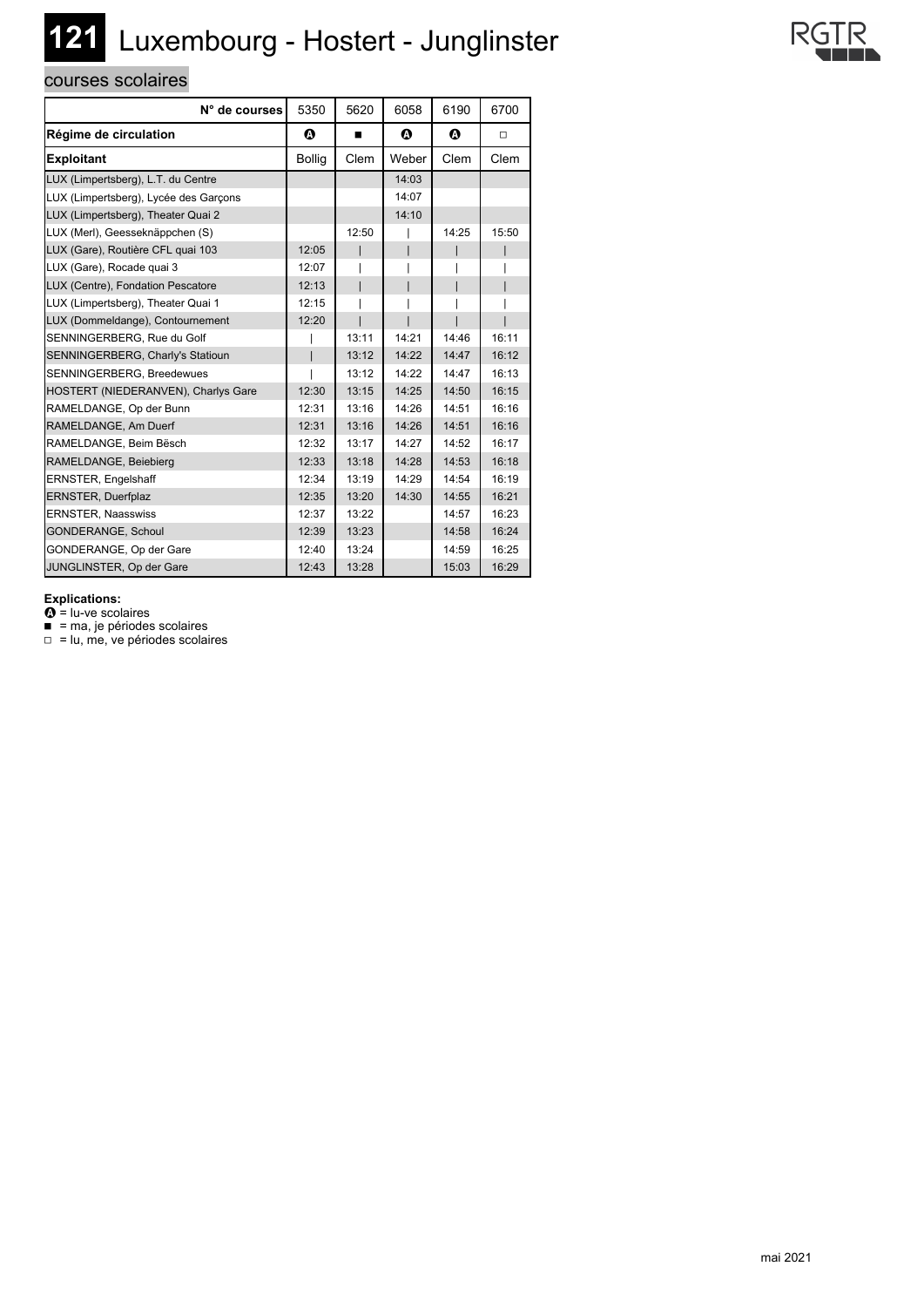# 121 Luxembourg - Hostert - Junglinster

## courses scolaires

| N° de courses | 5350 | 5620 | 6058 | 6190 | 6700 |
|---|---|---|---|---|---|
| **Régime de circulation** | Ⓐ | ■ | Ⓐ | Ⓐ | □ |
| **Exploitant** | Bollig | Clem | Weber | Clem | Clem |
| LUX (Limpertsberg), L.T. du Centre | | | 14:03 | | |
| LUX (Limpertsberg), Lycée des Garçons | | | 14:07 | | |
| LUX (Limpertsberg), Theater Quai 2 | | | 14:10 | | |
| LUX (Merl), Geesseknäppchen (S) | | 12:50 | \| | 14:25 | 15:50 |
| LUX (Gare), Routière CFL quai 103 | 12:05 | \| | \| | \| | \| |
| LUX (Gare), Rocade quai 3 | 12:07 | \| | \| | \| | \| |
| LUX (Centre), Fondation Pescatore | 12:13 | \| | \| | \| | \| |
| LUX (Limpertsberg), Theater Quai 1 | 12:15 | \| | \| | \| | \| |
| LUX (Dommeldange), Contournement | 12:20 | \| | \| | \| | \| |
| SENNINGERBERG, Rue du Golf | \| | 13:11 | 14:21 | 14:46 | 16:11 |
| SENNINGERBERG, Charly's Statioun | \| | 13:12 | 14:22 | 14:47 | 16:12 |
| SENNINGERBERG, Breedewues | \| | 13:12 | 14:22 | 14:47 | 16:13 |
| HOSTERT (NIEDERANVEN), Charlys Gare | 12:30 | 13:15 | 14:25 | 14:50 | 16:15 |
| RAMELDANGE, Op der Bunn | 12:31 | 13:16 | 14:26 | 14:51 | 16:16 |
| RAMELDANGE, Am Duerf | 12:31 | 13:16 | 14:26 | 14:51 | 16:16 |
| RAMELDANGE, Beim Bësch | 12:32 | 13:17 | 14:27 | 14:52 | 16:17 |
| RAMELDANGE, Beiebierg | 12:33 | 13:18 | 14:28 | 14:53 | 16:18 |
| ERNSTER, Engelshaff | 12:34 | 13:19 | 14:29 | 14:54 | 16:19 |
| ERNSTER, Duerfplaz | 12:35 | 13:20 | 14:30 | 14:55 | 16:21 |
| ERNSTER, Naasswiss | 12:37 | 13:22 | | 14:57 | 16:23 |
| GONDERANGE, Schoul | 12:39 | 13:23 | | 14:58 | 16:24 |
| GONDERANGE, Op der Gare | 12:40 | 13:24 | | 14:59 | 16:25 |
| JUNGLINSTER, Op der Gare | 12:43 | 13:28 | | 15:03 | 16:29 |

**Explications:**

Ⓐ = lu-ve scolaires

■ = ma, je périodes scolaires

□ = lu, me, ve périodes scolaires

mai 2021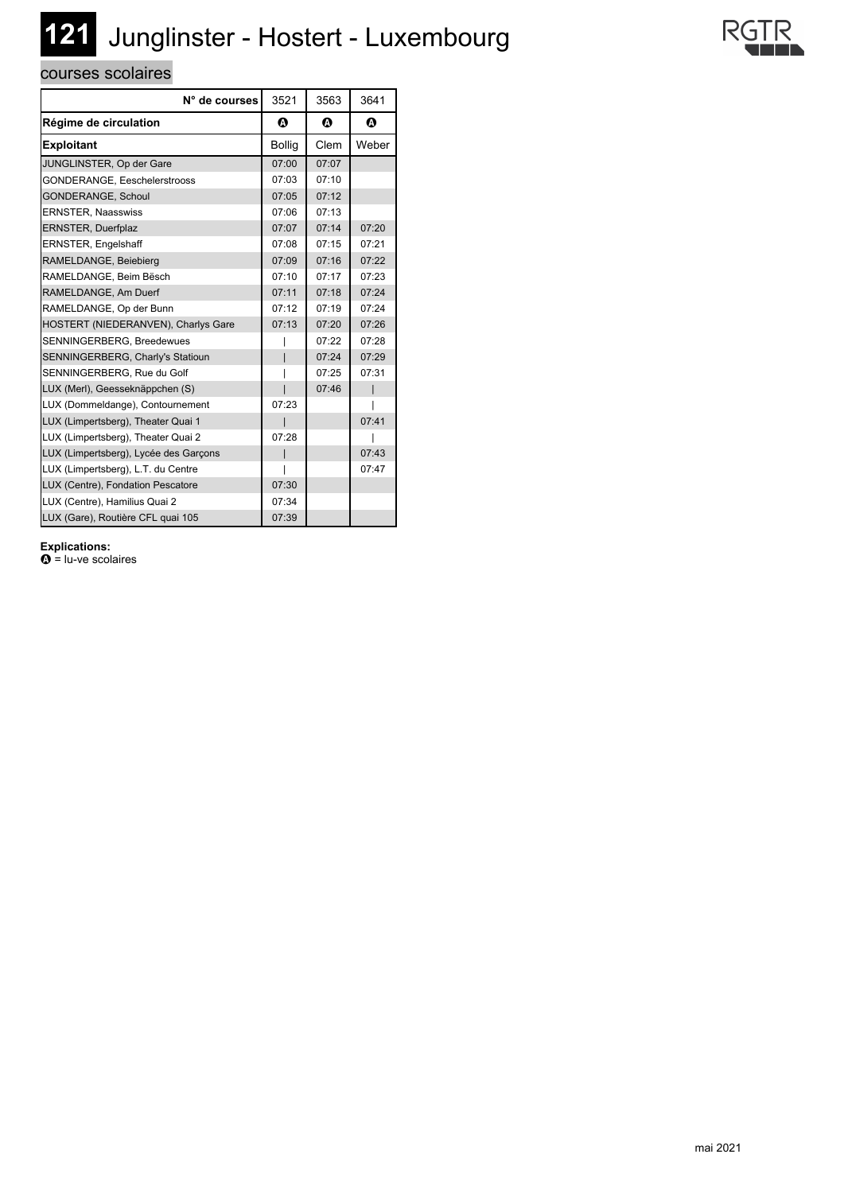# 121 Junglinster - Hostert - Luxembourg

## courses scolaires

| N° de courses | 3521 | 3563 | 3641 |
|---|---|---|---|
| **Régime de circulation** | Ⓐ | Ⓐ | Ⓐ |
| **Exploitant** | Bollig | Clem | Weber |
| JUNGLINSTER, Op der Gare | 07:00 | 07:07 | |
| GONDERANGE, Eeschelerstrooss | 07:03 | 07:10 | |
| GONDERANGE, Schoul | 07:05 | 07:12 | |
| ERNSTER, Naasswiss | 07:06 | 07:13 | |
| ERNSTER, Duerfplaz | 07:07 | 07:14 | 07:20 |
| ERNSTER, Engelshaff | 07:08 | 07:15 | 07:21 |
| RAMELDANGE, Beiebierg | 07:09 | 07:16 | 07:22 |
| RAMELDANGE, Beim Bësch | 07:10 | 07:17 | 07:23 |
| RAMELDANGE, Am Duerf | 07:11 | 07:18 | 07:24 |
| RAMELDANGE, Op der Bunn | 07:12 | 07:19 | 07:24 |
| HOSTERT (NIEDERANVEN), Charlys Gare | 07:13 | 07:20 | 07:26 |
| SENNINGERBERG, Breedewues | \| | 07:22 | 07:28 |
| SENNINGERBERG, Charly's Statioun | \| | 07:24 | 07:29 |
| SENNINGERBERG, Rue du Golf | \| | 07:25 | 07:31 |
| LUX (Merl), Geesseknäppchen (S) | \| | 07:46 | \| |
| LUX (Dommeldange), Contournement | 07:23 | | \| |
| LUX (Limpertsberg), Theater Quai 1 | \| | | 07:41 |
| LUX (Limpertsberg), Theater Quai 2 | 07:28 | | \| |
| LUX (Limpertsberg), Lycée des Garçons | \| | | 07:43 |
| LUX (Limpertsberg), L.T. du Centre | \| | | 07:47 |
| LUX (Centre), Fondation Pescatore | 07:30 | | |
| LUX (Centre), Hamilius Quai 2 | 07:34 | | |
| LUX (Gare), Routière CFL quai 105 | 07:39 | | |

**Explications:**
Ⓐ = lu-ve scolaires

mai 2021